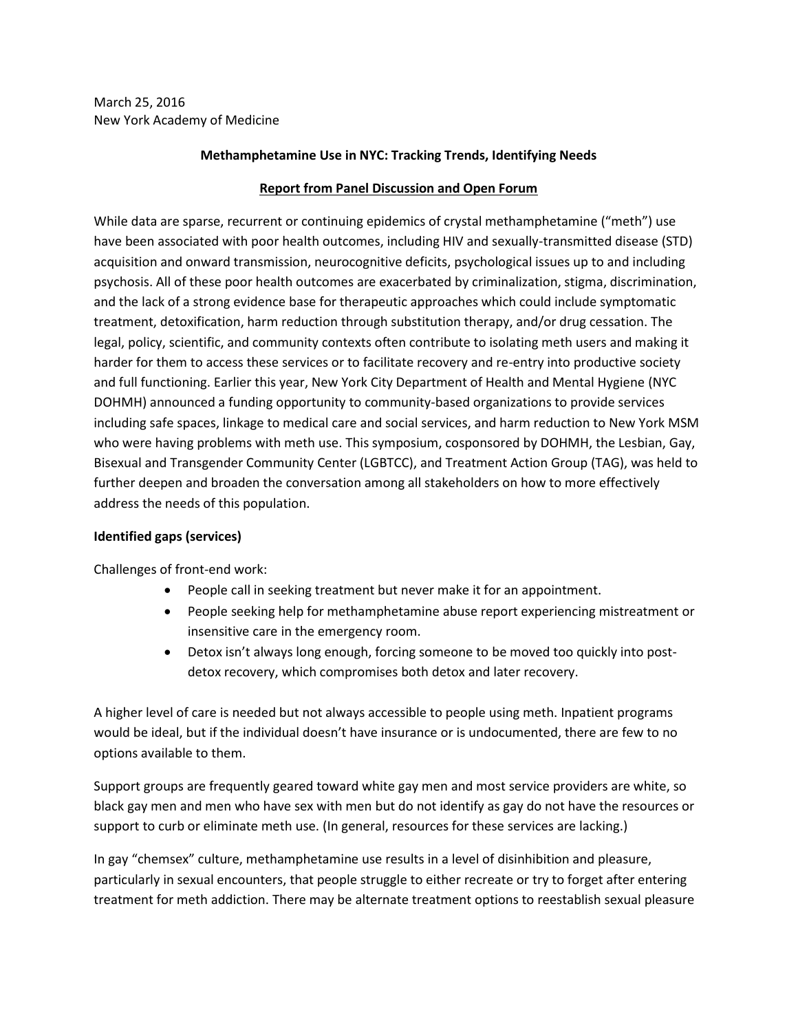March 25, 2016
New York Academy of Medicine

**Methamphetamine Use in NYC: Tracking Trends, Identifying Needs**

**Report from Panel Discussion and Open Forum**

While data are sparse, recurrent or continuing epidemics of crystal methamphetamine ("meth") use have been associated with poor health outcomes, including HIV and sexually-transmitted disease (STD) acquisition and onward transmission, neurocognitive deficits, psychological issues up to and including psychosis. All of these poor health outcomes are exacerbated by criminalization, stigma, discrimination, and the lack of a strong evidence base for therapeutic approaches which could include symptomatic treatment, detoxification, harm reduction through substitution therapy, and/or drug cessation. The legal, policy, scientific, and community contexts often contribute to isolating meth users and making it harder for them to access these services or to facilitate recovery and re-entry into productive society and full functioning. Earlier this year, New York City Department of Health and Mental Hygiene (NYC DOHMH) announced a funding opportunity to community-based organizations to provide services including safe spaces, linkage to medical care and social services, and harm reduction to New York MSM who were having problems with meth use. This symposium, cosponsored by DOHMH, the Lesbian, Gay, Bisexual and Transgender Community Center (LGBTCC), and Treatment Action Group (TAG), was held to further deepen and broaden the conversation among all stakeholders on how to more effectively address the needs of this population.

**Identified gaps (services)**

Challenges of front-end work:

- People call in seeking treatment but never make it for an appointment.
- People seeking help for methamphetamine abuse report experiencing mistreatment or insensitive care in the emergency room.
- Detox isn't always long enough, forcing someone to be moved too quickly into post-detox recovery, which compromises both detox and later recovery.

A higher level of care is needed but not always accessible to people using meth. Inpatient programs would be ideal, but if the individual doesn't have insurance or is undocumented, there are few to no options available to them.

Support groups are frequently geared toward white gay men and most service providers are white, so black gay men and men who have sex with men but do not identify as gay do not have the resources or support to curb or eliminate meth use. (In general, resources for these services are lacking.)

In gay "chemsex" culture, methamphetamine use results in a level of disinhibition and pleasure, particularly in sexual encounters, that people struggle to either recreate or try to forget after entering treatment for meth addiction. There may be alternate treatment options to reestablish sexual pleasure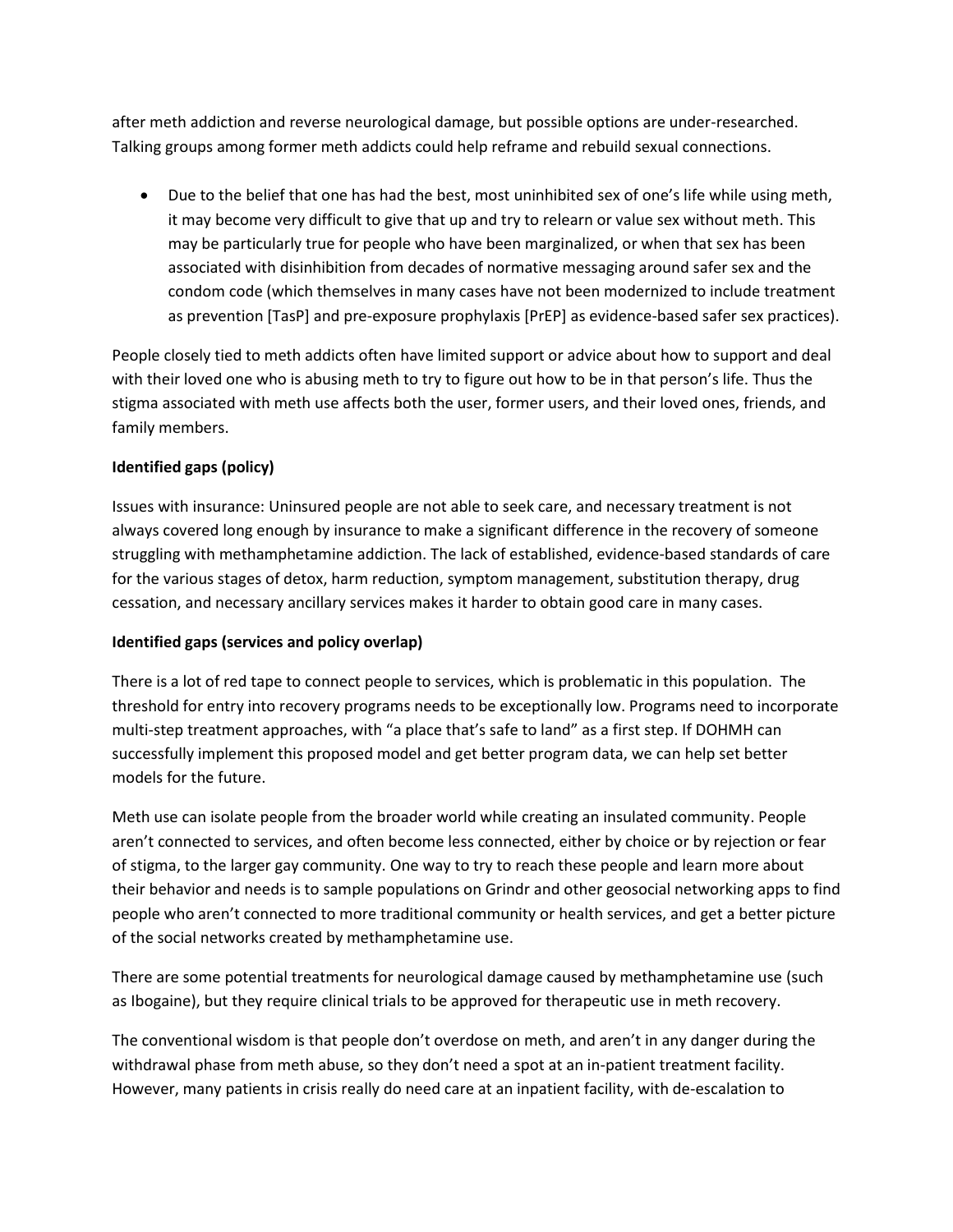after meth addiction and reverse neurological damage, but possible options are under-researched. Talking groups among former meth addicts could help reframe and rebuild sexual connections.

- Due to the belief that one has had the best, most uninhibited sex of one's life while using meth, it may become very difficult to give that up and try to relearn or value sex without meth. This may be particularly true for people who have been marginalized, or when that sex has been associated with disinhibition from decades of normative messaging around safer sex and the condom code (which themselves in many cases have not been modernized to include treatment as prevention [TasP] and pre-exposure prophylaxis [PrEP] as evidence-based safer sex practices).

People closely tied to meth addicts often have limited support or advice about how to support and deal with their loved one who is abusing meth to try to figure out how to be in that person's life. Thus the stigma associated with meth use affects both the user, former users, and their loved ones, friends, and family members.

**Identified gaps (policy)**

Issues with insurance: Uninsured people are not able to seek care, and necessary treatment is not always covered long enough by insurance to make a significant difference in the recovery of someone struggling with methamphetamine addiction. The lack of established, evidence-based standards of care for the various stages of detox, harm reduction, symptom management, substitution therapy, drug cessation, and necessary ancillary services makes it harder to obtain good care in many cases.

**Identified gaps (services and policy overlap)**

There is a lot of red tape to connect people to services, which is problematic in this population. The threshold for entry into recovery programs needs to be exceptionally low. Programs need to incorporate multi-step treatment approaches, with "a place that's safe to land" as a first step. If DOHMH can successfully implement this proposed model and get better program data, we can help set better models for the future.

Meth use can isolate people from the broader world while creating an insulated community. People aren't connected to services, and often become less connected, either by choice or by rejection or fear of stigma, to the larger gay community. One way to try to reach these people and learn more about their behavior and needs is to sample populations on Grindr and other geosocial networking apps to find people who aren't connected to more traditional community or health services, and get a better picture of the social networks created by methamphetamine use.

There are some potential treatments for neurological damage caused by methamphetamine use (such as Ibogaine), but they require clinical trials to be approved for therapeutic use in meth recovery.

The conventional wisdom is that people don't overdose on meth, and aren't in any danger during the withdrawal phase from meth abuse, so they don't need a spot at an in-patient treatment facility. However, many patients in crisis really do need care at an inpatient facility, with de-escalation to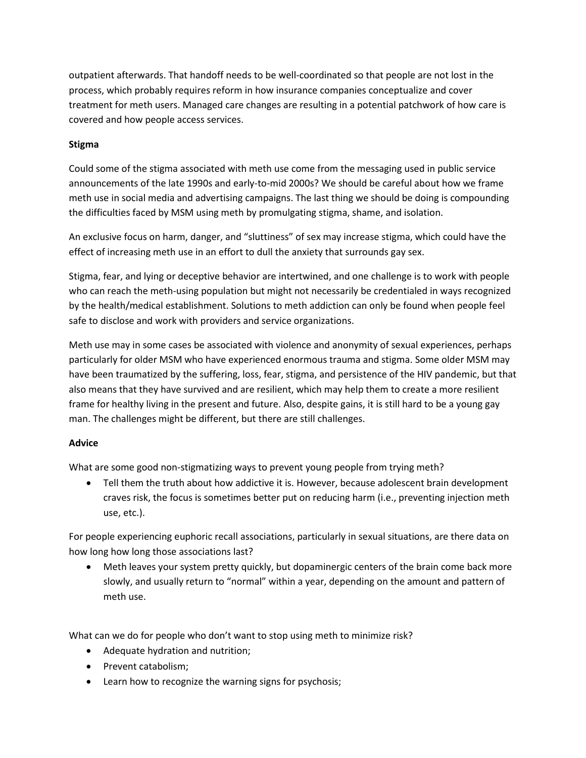outpatient afterwards. That handoff needs to be well-coordinated so that people are not lost in the process, which probably requires reform in how insurance companies conceptualize and cover treatment for meth users. Managed care changes are resulting in a potential patchwork of how care is covered and how people access services.

**Stigma**

Could some of the stigma associated with meth use come from the messaging used in public service announcements of the late 1990s and early-to-mid 2000s? We should be careful about how we frame meth use in social media and advertising campaigns. The last thing we should be doing is compounding the difficulties faced by MSM using meth by promulgating stigma, shame, and isolation.

An exclusive focus on harm, danger, and "sluttiness" of sex may increase stigma, which could have the effect of increasing meth use in an effort to dull the anxiety that surrounds gay sex.

Stigma, fear, and lying or deceptive behavior are intertwined, and one challenge is to work with people who can reach the meth-using population but might not necessarily be credentialed in ways recognized by the health/medical establishment. Solutions to meth addiction can only be found when people feel safe to disclose and work with providers and service organizations.

Meth use may in some cases be associated with violence and anonymity of sexual experiences, perhaps particularly for older MSM who have experienced enormous trauma and stigma. Some older MSM may have been traumatized by the suffering, loss, fear, stigma, and persistence of the HIV pandemic, but that also means that they have survived and are resilient, which may help them to create a more resilient frame for healthy living in the present and future. Also, despite gains, it is still hard to be a young gay man. The challenges might be different, but there are still challenges.

**Advice**

What are some good non-stigmatizing ways to prevent young people from trying meth?

- Tell them the truth about how addictive it is. However, because adolescent brain development craves risk, the focus is sometimes better put on reducing harm (i.e., preventing injection meth use, etc.).

For people experiencing euphoric recall associations, particularly in sexual situations, are there data on how long how long those associations last?

- Meth leaves your system pretty quickly, but dopaminergic centers of the brain come back more slowly, and usually return to "normal" within a year, depending on the amount and pattern of meth use.

What can we do for people who don't want to stop using meth to minimize risk?

- Adequate hydration and nutrition;
- Prevent catabolism;
- Learn how to recognize the warning signs for psychosis;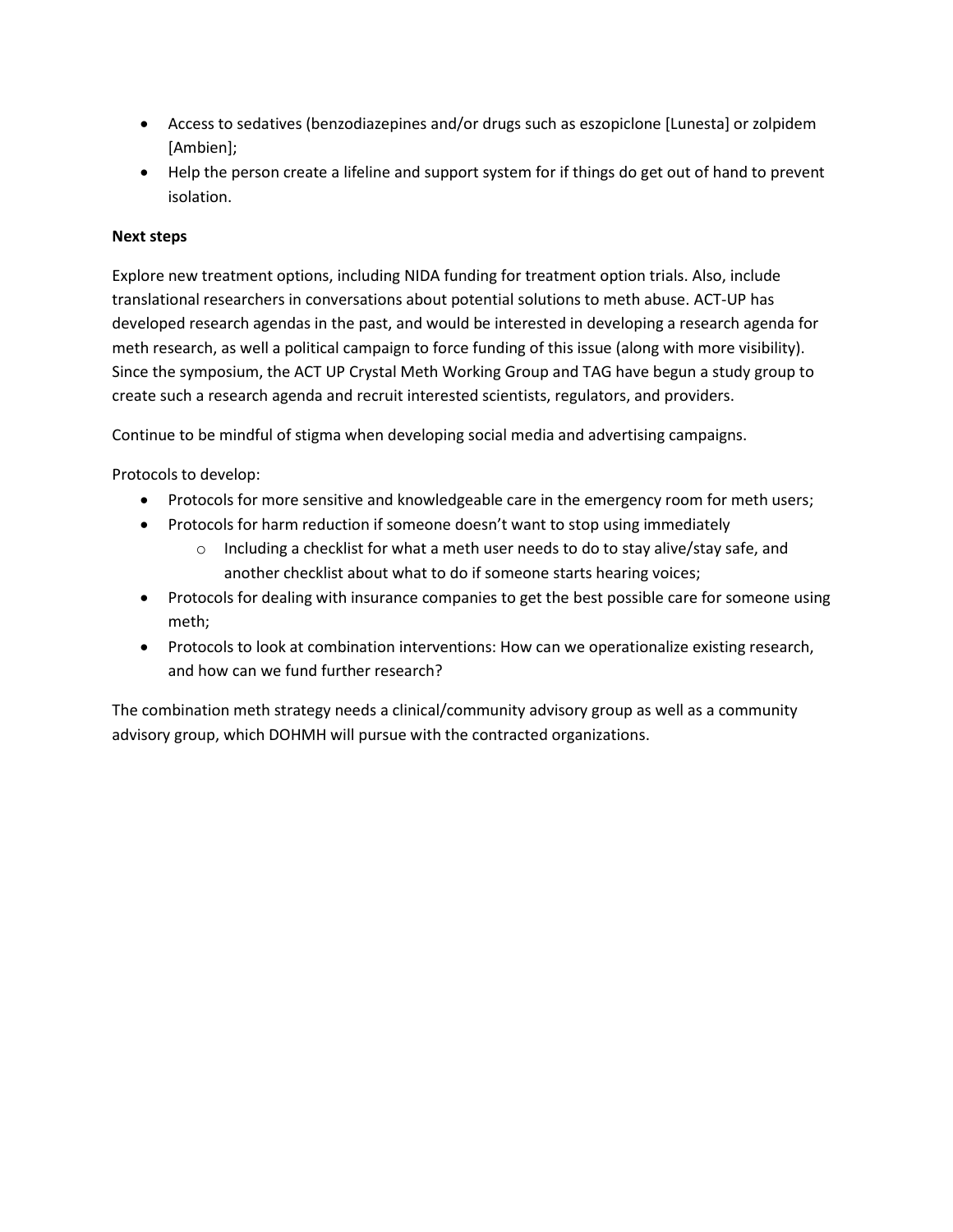- Access to sedatives (benzodiazepines and/or drugs such as eszopiclone [Lunesta] or zolpidem [Ambien];
- Help the person create a lifeline and support system for if things do get out of hand to prevent isolation.

**Next steps**

Explore new treatment options, including NIDA funding for treatment option trials. Also, include translational researchers in conversations about potential solutions to meth abuse. ACT-UP has developed research agendas in the past, and would be interested in developing a research agenda for meth research, as well a political campaign to force funding of this issue (along with more visibility). Since the symposium, the ACT UP Crystal Meth Working Group and TAG have begun a study group to create such a research agenda and recruit interested scientists, regulators, and providers.

Continue to be mindful of stigma when developing social media and advertising campaigns.

Protocols to develop:

- Protocols for more sensitive and knowledgeable care in the emergency room for meth users;
- Protocols for harm reduction if someone doesn't want to stop using immediately
    - Including a checklist for what a meth user needs to do to stay alive/stay safe, and another checklist about what to do if someone starts hearing voices;
- Protocols for dealing with insurance companies to get the best possible care for someone using meth;
- Protocols to look at combination interventions: How can we operationalize existing research, and how can we fund further research?

The combination meth strategy needs a clinical/community advisory group as well as a community advisory group, which DOHMH will pursue with the contracted organizations.